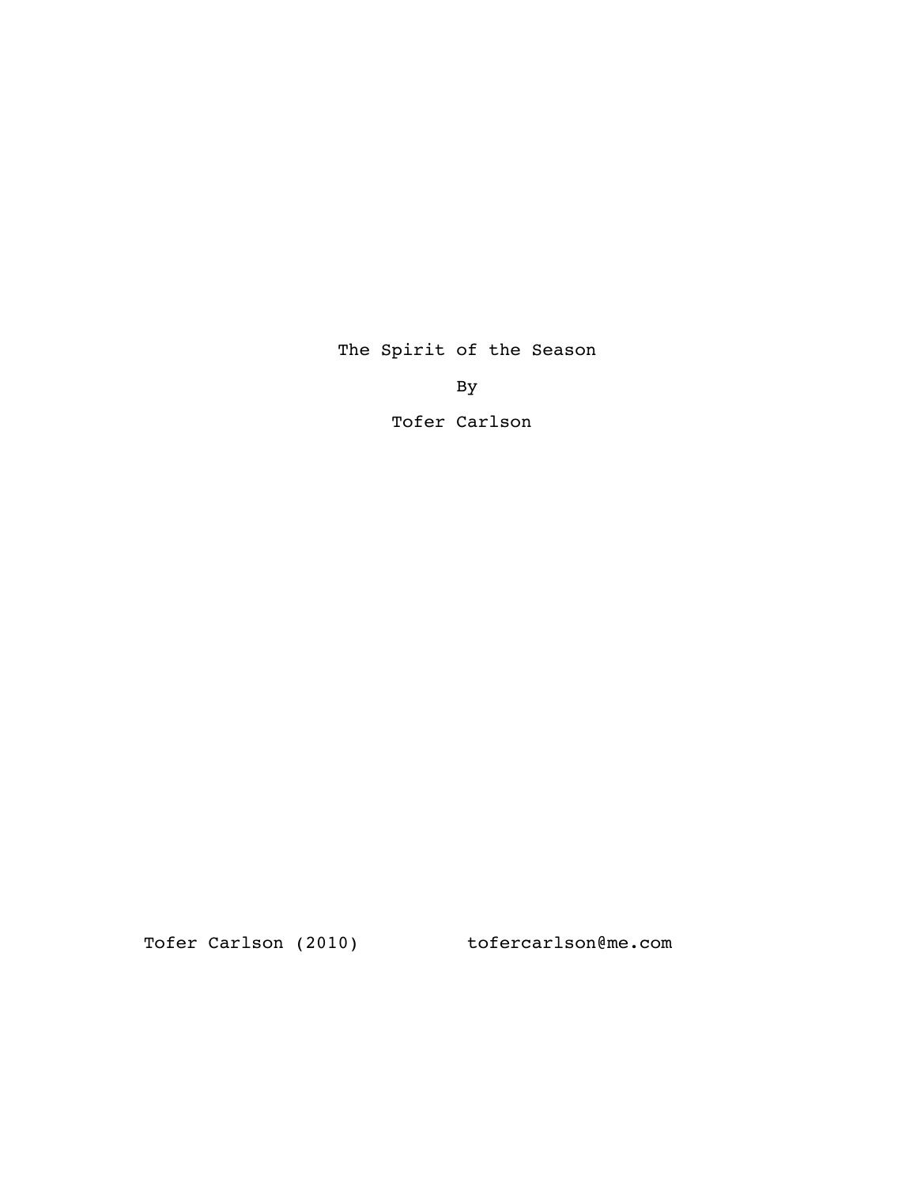# The Spirit of the Season

By

Tofer Carlson

Tofer Carlson (2010) tofercarlson@me.com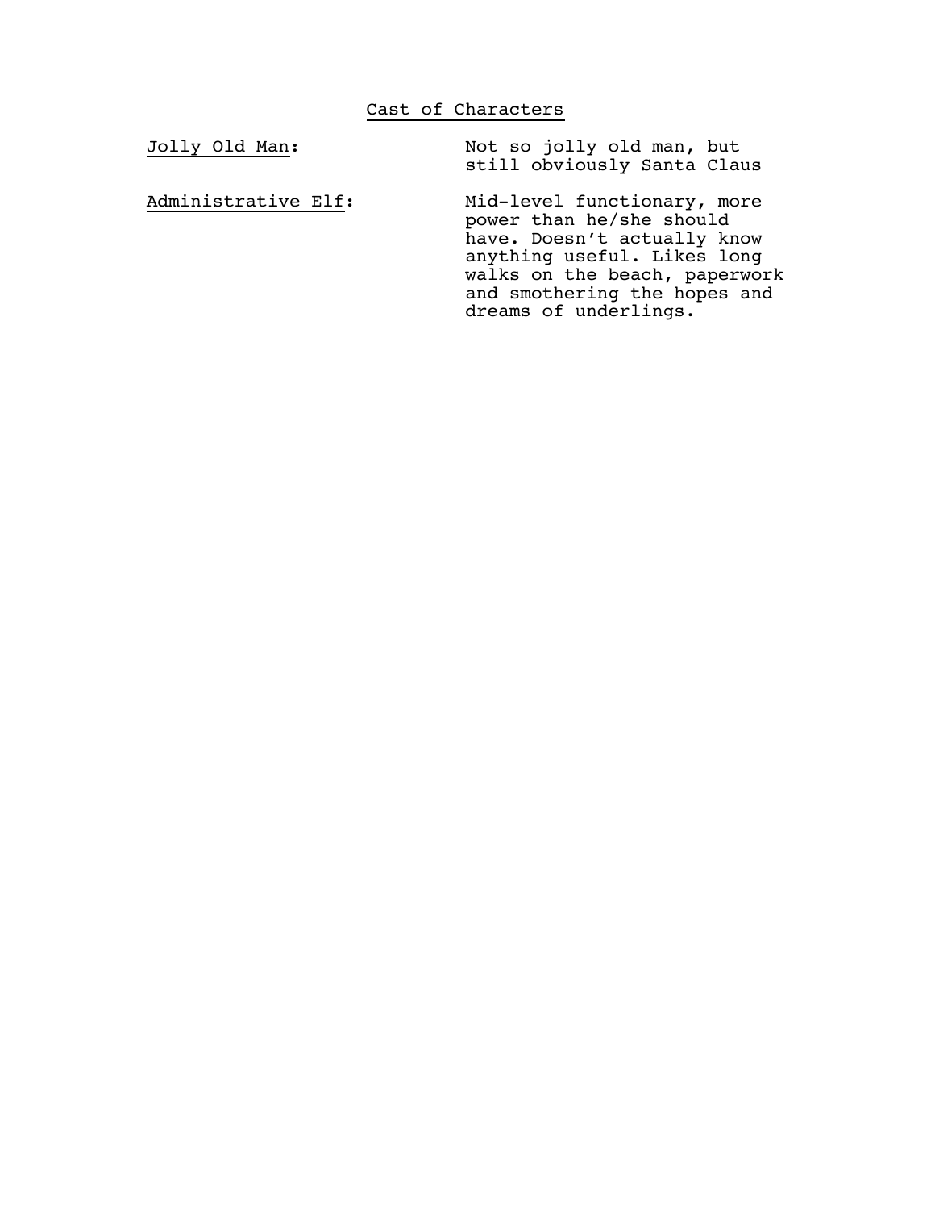## Cast of Characters

| | |
|---|---|
| Jolly Old Man: | Not so jolly old man, but still obviously Santa Claus |
| Administrative Elf: | Mid-level functionary, more power than he/she should have. Doesn't actually know anything useful. Likes long walks on the beach, paperwork and smothering the hopes and dreams of underlings. |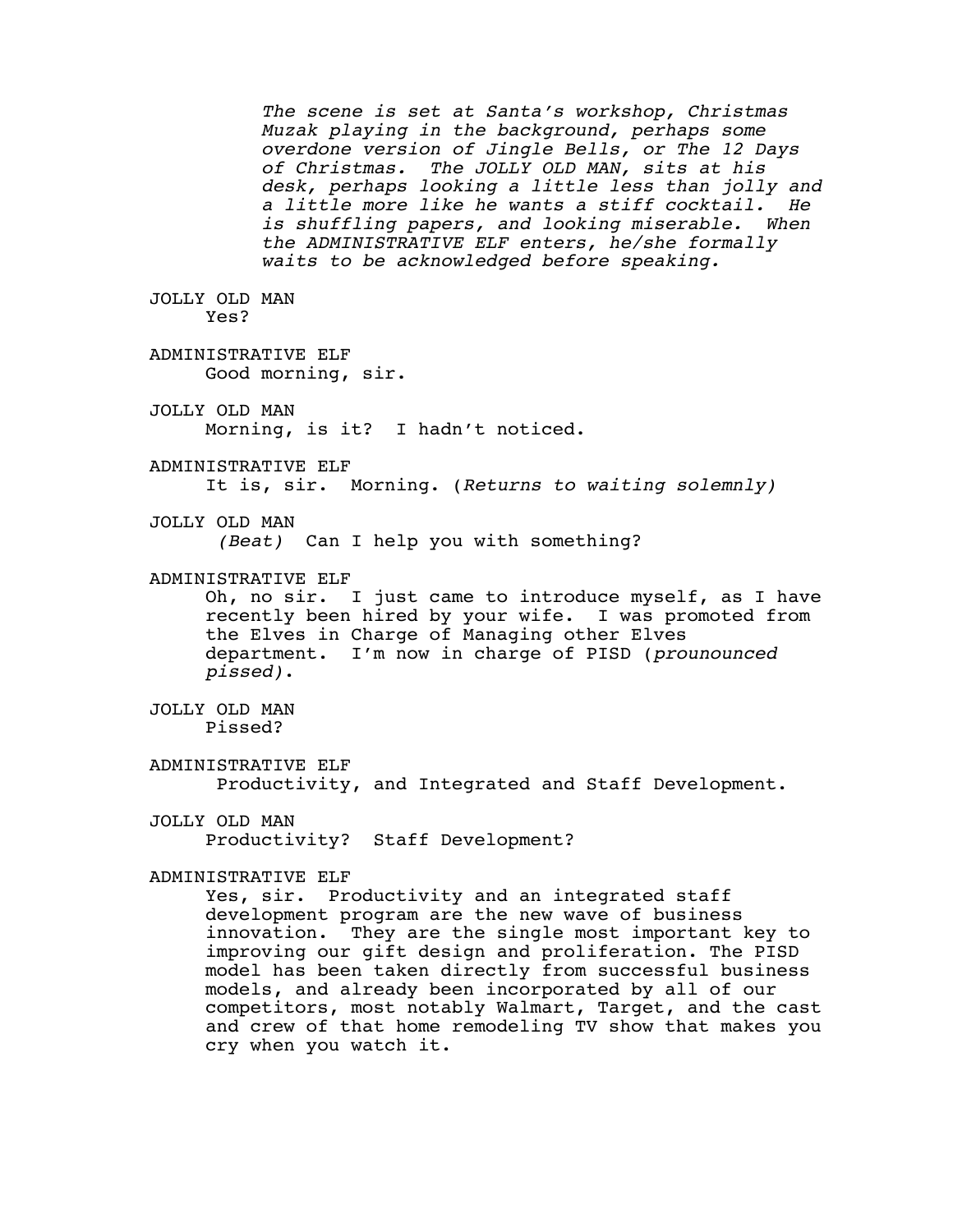*The scene is set at Santa's workshop, Christmas Muzak playing in the background, perhaps some overdone version of Jingle Bells, or The 12 Days of Christmas. The JOLLY OLD MAN, sits at his desk, perhaps looking a little less than jolly and a little more like he wants a stiff cocktail. He is shuffling papers, and looking miserable. When the ADMINISTRATIVE ELF enters, he/she formally waits to be acknowledged before speaking.*

JOLLY OLD MAN
Yes?

ADMINISTRATIVE ELF
Good morning, sir.

JOLLY OLD MAN
Morning, is it? I hadn't noticed.

ADMINISTRATIVE ELF
It is, sir. Morning. (*Returns to waiting solemnly)*

JOLLY OLD MAN
*(Beat)* Can I help you with something?

ADMINISTRATIVE ELF
Oh, no sir. I just came to introduce myself, as I have recently been hired by your wife. I was promoted from the Elves in Charge of Managing other Elves department. I'm now in charge of PISD (*prounounced pissed)*.

JOLLY OLD MAN
Pissed?

ADMINISTRATIVE ELF
Productivity, and Integrated and Staff Development.

JOLLY OLD MAN
Productivity? Staff Development?

ADMINISTRATIVE ELF
Yes, sir. Productivity and an integrated staff development program are the new wave of business innovation. They are the single most important key to improving our gift design and proliferation. The PISD model has been taken directly from successful business models, and already been incorporated by all of our competitors, most notably Walmart, Target, and the cast and crew of that home remodeling TV show that makes you cry when you watch it.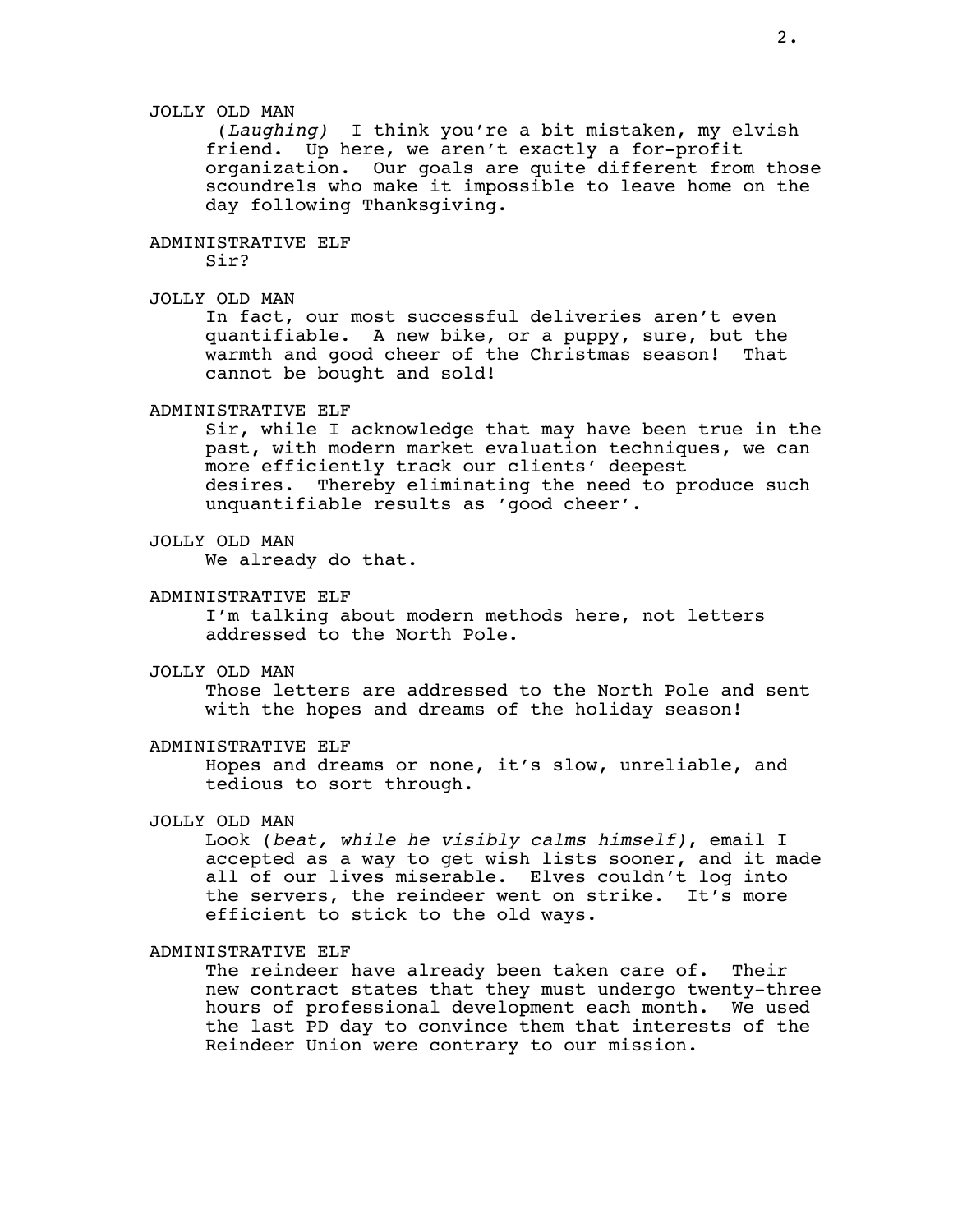JOLLY OLD MAN

(*Laughing*) I think you're a bit mistaken, my elvish friend. Up here, we aren't exactly a for-profit organization. Our goals are quite different from those scoundrels who make it impossible to leave home on the day following Thanksgiving.

ADMINISTRATIVE ELF

Sir?

JOLLY OLD MAN

In fact, our most successful deliveries aren't even quantifiable. A new bike, or a puppy, sure, but the warmth and good cheer of the Christmas season! That cannot be bought and sold!

ADMINISTRATIVE ELF

Sir, while I acknowledge that may have been true in the past, with modern market evaluation techniques, we can more efficiently track our clients' deepest desires. Thereby eliminating the need to produce such unquantifiable results as 'good cheer'.

JOLLY OLD MAN

We already do that.

ADMINISTRATIVE ELF

I'm talking about modern methods here, not letters addressed to the North Pole.

JOLLY OLD MAN

Those letters are addressed to the North Pole and sent with the hopes and dreams of the holiday season!

ADMINISTRATIVE ELF

Hopes and dreams or none, it's slow, unreliable, and tedious to sort through.

JOLLY OLD MAN

Look (*beat, while he visibly calms himself*), email I accepted as a way to get wish lists sooner, and it made all of our lives miserable. Elves couldn't log into the servers, the reindeer went on strike. It's more efficient to stick to the old ways.

ADMINISTRATIVE ELF

The reindeer have already been taken care of. Their new contract states that they must undergo twenty-three hours of professional development each month. We used the last PD day to convince them that interests of the Reindeer Union were contrary to our mission.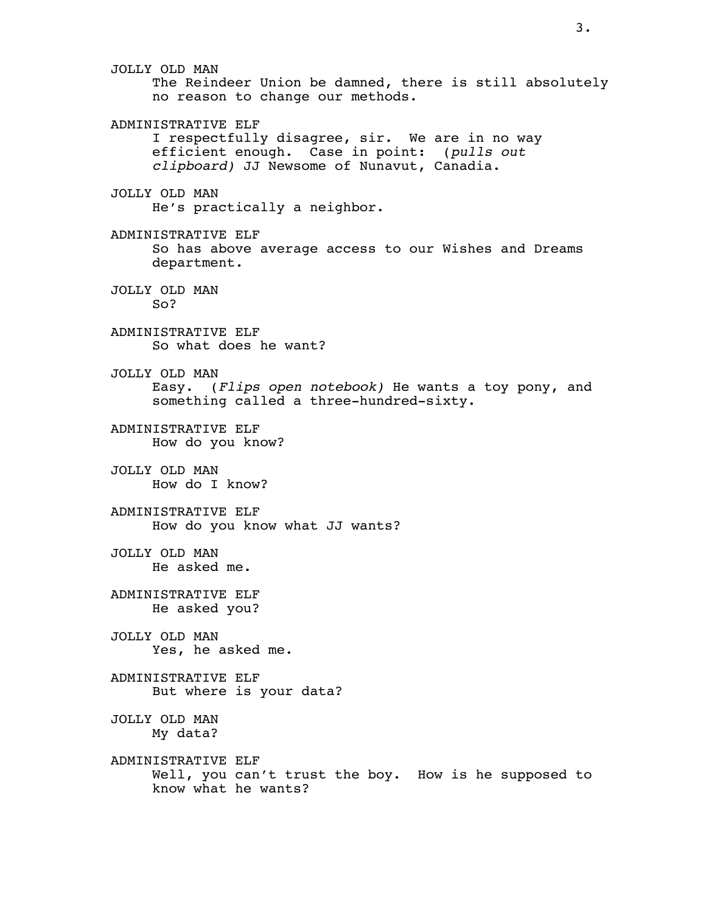JOLLY OLD MAN
The Reindeer Union be damned, there is still absolutely no reason to change our methods.

ADMINISTRATIVE ELF
I respectfully disagree, sir. We are in no way efficient enough. Case in point: (*pulls out clipboard)* JJ Newsome of Nunavut, Canadia.

JOLLY OLD MAN
He's practically a neighbor.

ADMINISTRATIVE ELF
So has above average access to our Wishes and Dreams department.

JOLLY OLD MAN
So?

ADMINISTRATIVE ELF
So what does he want?

JOLLY OLD MAN
Easy. (*Flips open notebook)* He wants a toy pony, and something called a three-hundred-sixty.

ADMINISTRATIVE ELF
How do you know?

JOLLY OLD MAN
How do I know?

ADMINISTRATIVE ELF
How do you know what JJ wants?

JOLLY OLD MAN
He asked me.

ADMINISTRATIVE ELF
He asked you?

JOLLY OLD MAN
Yes, he asked me.

ADMINISTRATIVE ELF
But where is your data?

JOLLY OLD MAN
My data?

ADMINISTRATIVE ELF
Well, you can't trust the boy. How is he supposed to know what he wants?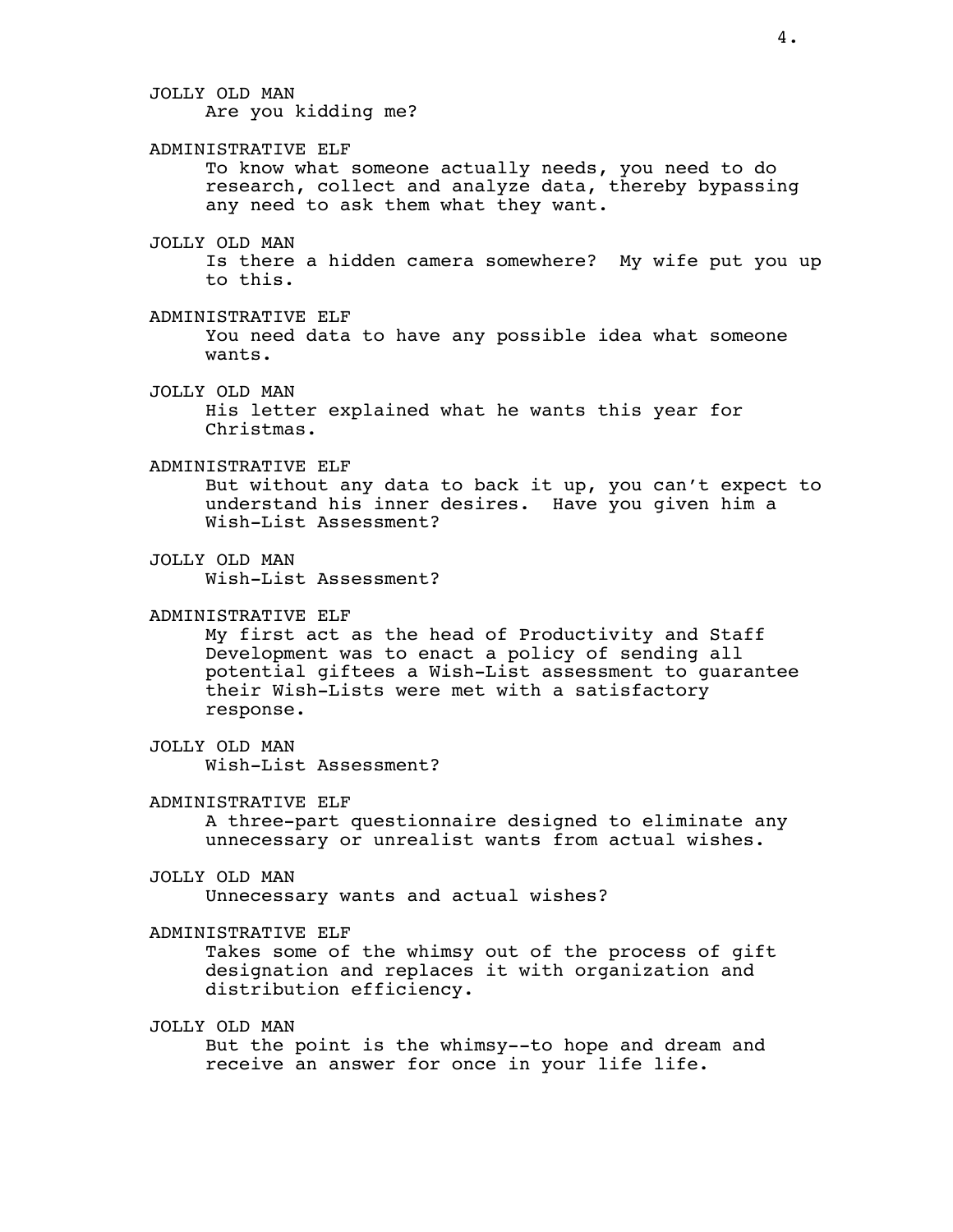JOLLY OLD MAN
Are you kidding me?

ADMINISTRATIVE ELF
To know what someone actually needs, you need to do research, collect and analyze data, thereby bypassing any need to ask them what they want.

JOLLY OLD MAN
Is there a hidden camera somewhere? My wife put you up to this.

ADMINISTRATIVE ELF
You need data to have any possible idea what someone wants.

JOLLY OLD MAN
His letter explained what he wants this year for Christmas.

ADMINISTRATIVE ELF
But without any data to back it up, you can't expect to understand his inner desires. Have you given him a Wish-List Assessment?

JOLLY OLD MAN
Wish-List Assessment?

ADMINISTRATIVE ELF
My first act as the head of Productivity and Staff Development was to enact a policy of sending all potential giftees a Wish-List assessment to guarantee their Wish-Lists were met with a satisfactory response.

JOLLY OLD MAN
Wish-List Assessment?

ADMINISTRATIVE ELF
A three-part questionnaire designed to eliminate any unnecessary or unrealist wants from actual wishes.

JOLLY OLD MAN
Unnecessary wants and actual wishes?

ADMINISTRATIVE ELF
Takes some of the whimsy out of the process of gift designation and replaces it with organization and distribution efficiency.

JOLLY OLD MAN
But the point is the whimsy--to hope and dream and receive an answer for once in your life life.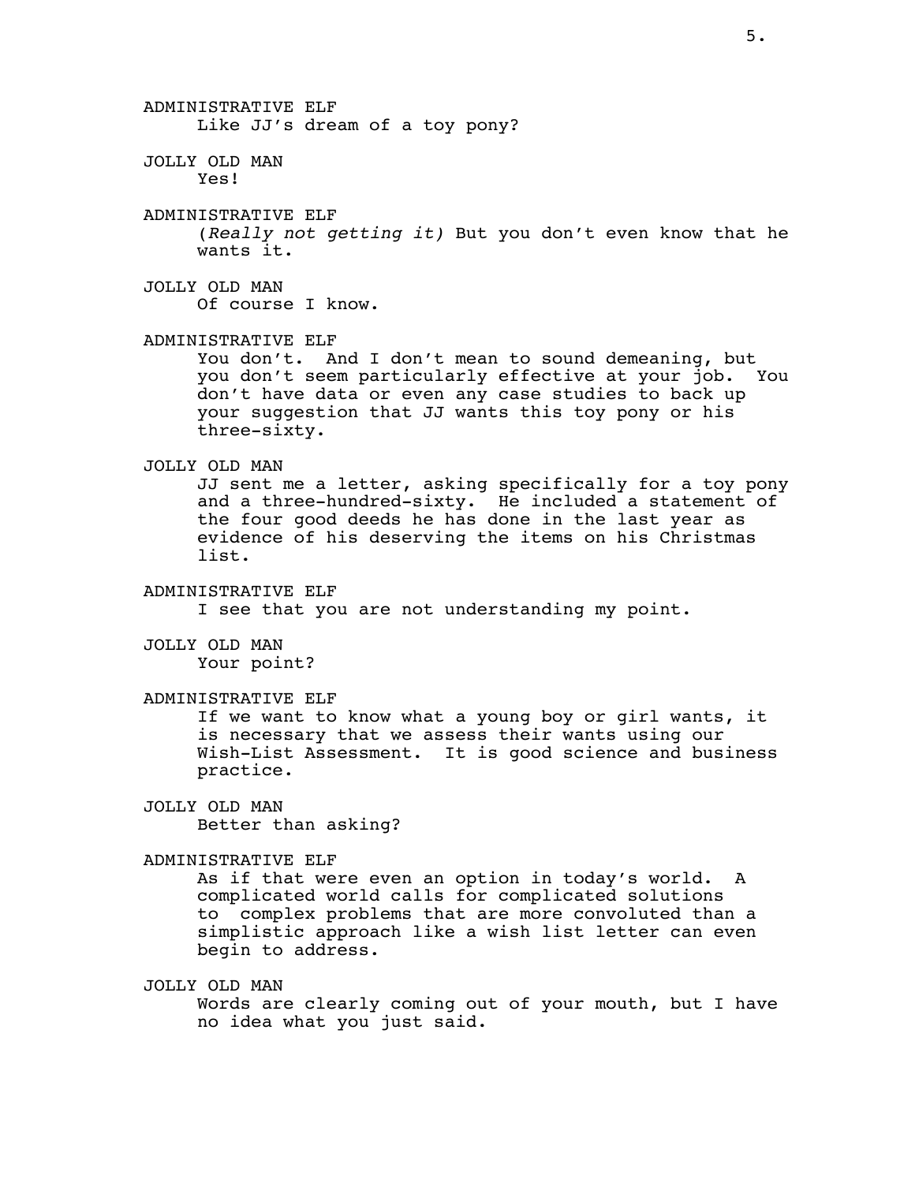ADMINISTRATIVE ELF
Like JJ's dream of a toy pony?

JOLLY OLD MAN
Yes!

ADMINISTRATIVE ELF
*(Really not getting it)* But you don't even know that he wants it.

JOLLY OLD MAN
Of course I know.

ADMINISTRATIVE ELF
You don't. And I don't mean to sound demeaning, but you don't seem particularly effective at your job. You don't have data or even any case studies to back up your suggestion that JJ wants this toy pony or his three-sixty.

JOLLY OLD MAN
JJ sent me a letter, asking specifically for a toy pony and a three-hundred-sixty. He included a statement of the four good deeds he has done in the last year as evidence of his deserving the items on his Christmas list.

ADMINISTRATIVE ELF
I see that you are not understanding my point.

JOLLY OLD MAN
Your point?

ADMINISTRATIVE ELF
If we want to know what a young boy or girl wants, it is necessary that we assess their wants using our Wish-List Assessment. It is good science and business practice.

JOLLY OLD MAN
Better than asking?

ADMINISTRATIVE ELF
As if that were even an option in today's world. A complicated world calls for complicated solutions to complex problems that are more convoluted than a simplistic approach like a wish list letter can even begin to address.

JOLLY OLD MAN
Words are clearly coming out of your mouth, but I have no idea what you just said.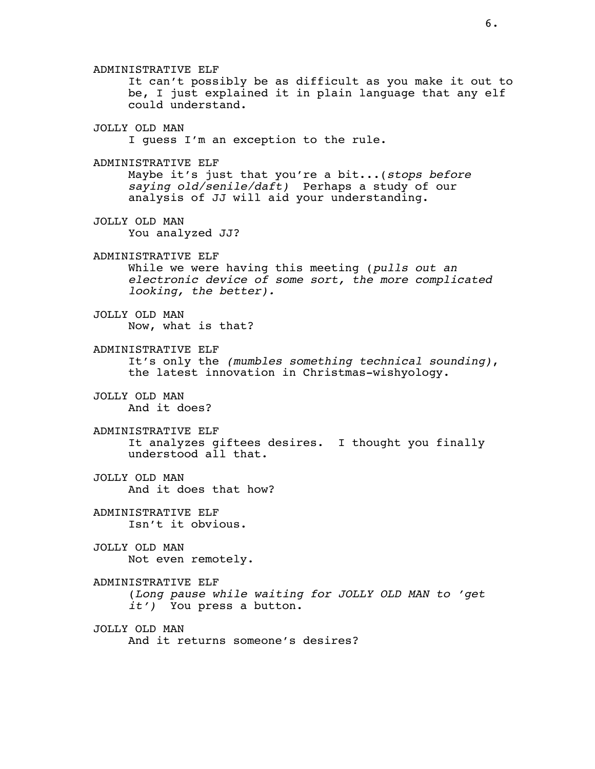ADMINISTRATIVE ELF
It can't possibly be as difficult as you make it out to be, I just explained it in plain language that any elf could understand.

JOLLY OLD MAN
I guess I'm an exception to the rule.

ADMINISTRATIVE ELF
Maybe it's just that you're a bit...(*stops before saying old/senile/daft*) Perhaps a study of our analysis of JJ will aid your understanding.

JOLLY OLD MAN
You analyzed JJ?

ADMINISTRATIVE ELF
While we were having this meeting (*pulls out an electronic device of some sort, the more complicated looking, the better).*

JOLLY OLD MAN
Now, what is that?

ADMINISTRATIVE ELF
It's only the *(mumbles something technical sounding)*, the latest innovation in Christmas-wishyology.

JOLLY OLD MAN
And it does?

ADMINISTRATIVE ELF
It analyzes giftees desires. I thought you finally understood all that.

JOLLY OLD MAN
And it does that how?

ADMINISTRATIVE ELF
Isn't it obvious.

JOLLY OLD MAN
Not even remotely.

ADMINISTRATIVE ELF
(*Long pause while waiting for JOLLY OLD MAN to 'get it')* You press a button.

JOLLY OLD MAN
And it returns someone's desires?